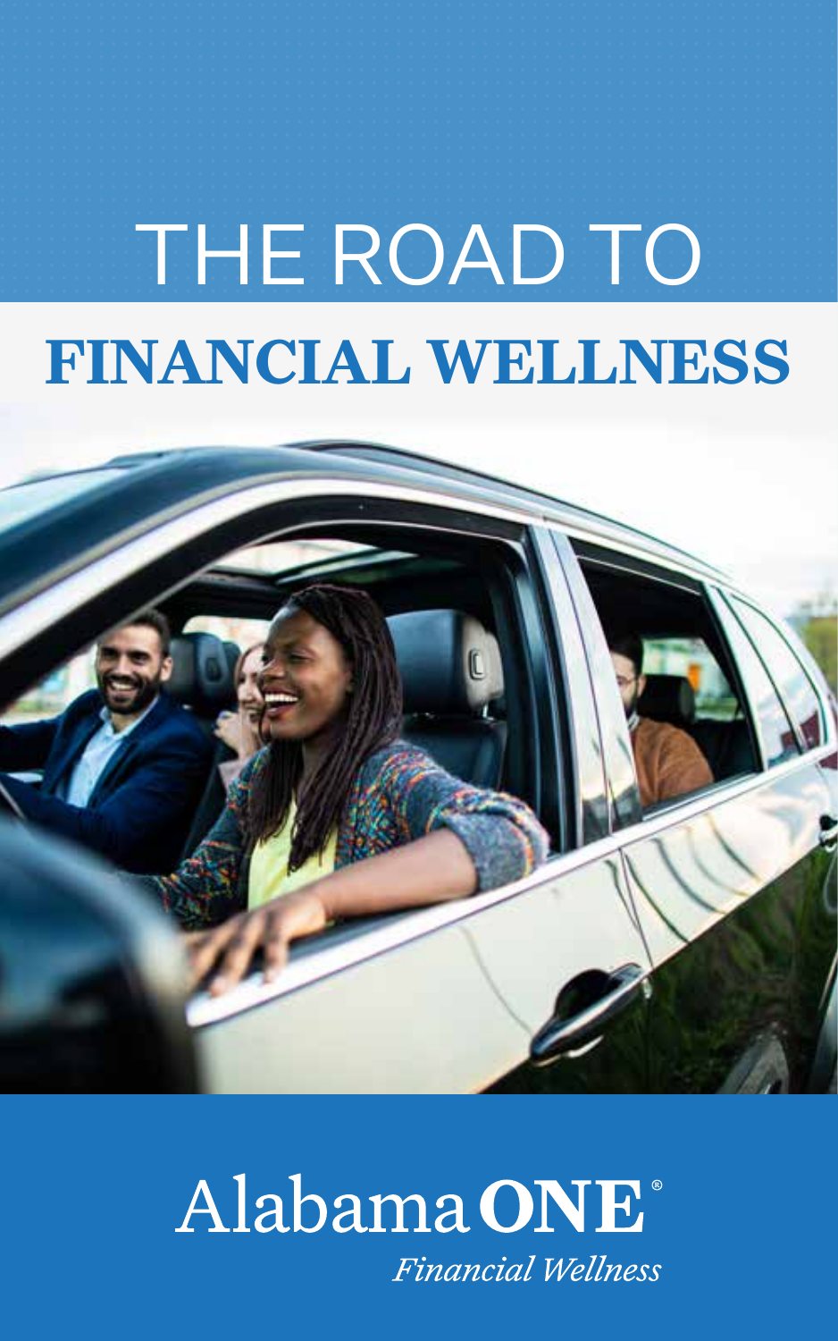# THE ROAD TO FINANCIAL WELLNESS

Alabama **ONE**®

*Financial Wellness*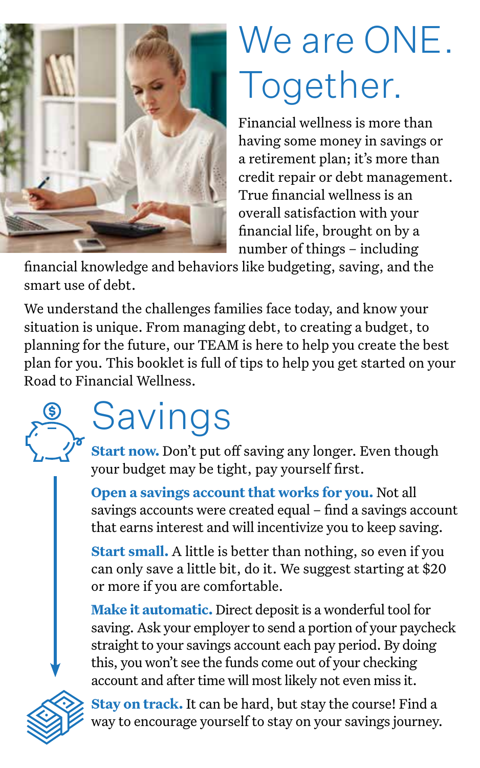# We are ONE. Together.

Financial wellness is more than having some money in savings or a retirement plan; it's more than credit repair or debt management. True financial wellness is an overall satisfaction with your financial life, brought on by a number of things – including financial knowledge and behaviors like budgeting, saving, and the smart use of debt.

We understand the challenges families face today, and know your situation is unique. From managing debt, to creating a budget, to planning for the future, our TEAM is here to help you create the best plan for you. This booklet is full of tips to help you get started on your Road to Financial Wellness.

## Savings

**Start now.** Don't put off saving any longer. Even though your budget may be tight, pay yourself first.

**Open a savings account that works for you.** Not all savings accounts were created equal – find a savings account that earns interest and will incentivize you to keep saving.

**Start small.** A little is better than nothing, so even if you can only save a little bit, do it. We suggest starting at $20 or more if you are comfortable.

**Make it automatic.** Direct deposit is a wonderful tool for saving. Ask your employer to send a portion of your paycheck straight to your savings account each pay period. By doing this, you won't see the funds come out of your checking account and after time will most likely not even miss it.

**Stay on track.** It can be hard, but stay the course! Find a way to encourage yourself to stay on your savings journey.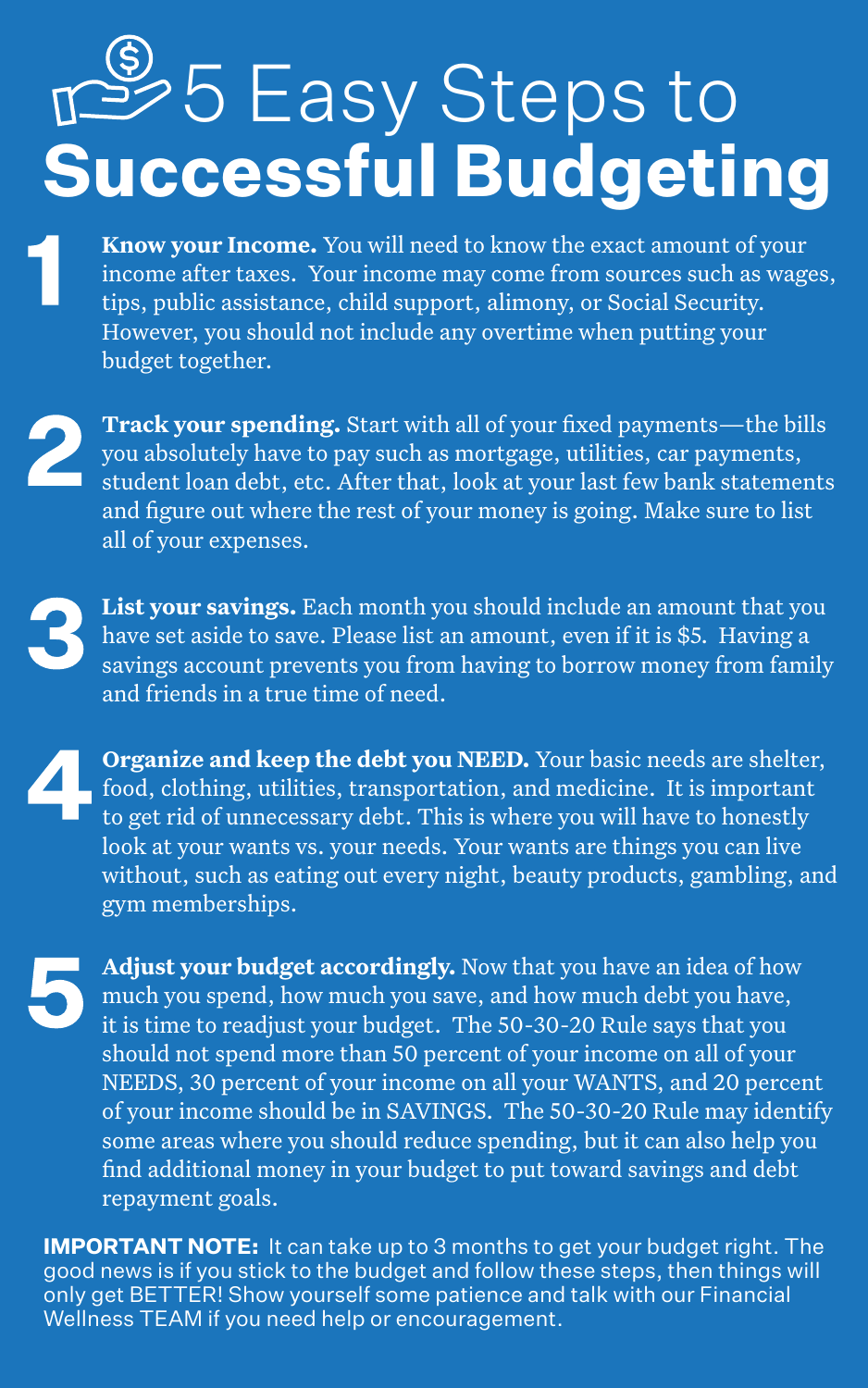# 5 Easy Steps to **Successful Budgeting**

**1** **Know your Income.** You will need to know the exact amount of your income after taxes. Your income may come from sources such as wages, tips, public assistance, child support, alimony, or Social Security. However, you should not include any overtime when putting your budget together.

**2** **Track your spending.** Start with all of your fixed payments—the bills you absolutely have to pay such as mortgage, utilities, car payments, student loan debt, etc. After that, look at your last few bank statements and figure out where the rest of your money is going. Make sure to list all of your expenses.

**3** **List your savings.** Each month you should include an amount that you have set aside to save. Please list an amount, even if it is $5. Having a savings account prevents you from having to borrow money from family and friends in a true time of need.

**4** **Organize and keep the debt you NEED.** Your basic needs are shelter, food, clothing, utilities, transportation, and medicine. It is important to get rid of unnecessary debt. This is where you will have to honestly look at your wants vs. your needs. Your wants are things you can live without, such as eating out every night, beauty products, gambling, and gym memberships.

**5** **Adjust your budget accordingly.** Now that you have an idea of how much you spend, how much you save, and how much debt you have, it is time to readjust your budget. The 50-30-20 Rule says that you should not spend more than 50 percent of your income on all of your NEEDS, 30 percent of your income on all your WANTS, and 20 percent of your income should be in SAVINGS. The 50-30-20 Rule may identify some areas where you should reduce spending, but it can also help you find additional money in your budget to put toward savings and debt repayment goals.

**IMPORTANT NOTE:** It can take up to 3 months to get your budget right. The good news is if you stick to the budget and follow these steps, then things will only get BETTER! Show yourself some patience and talk with our Financial Wellness TEAM if you need help or encouragement.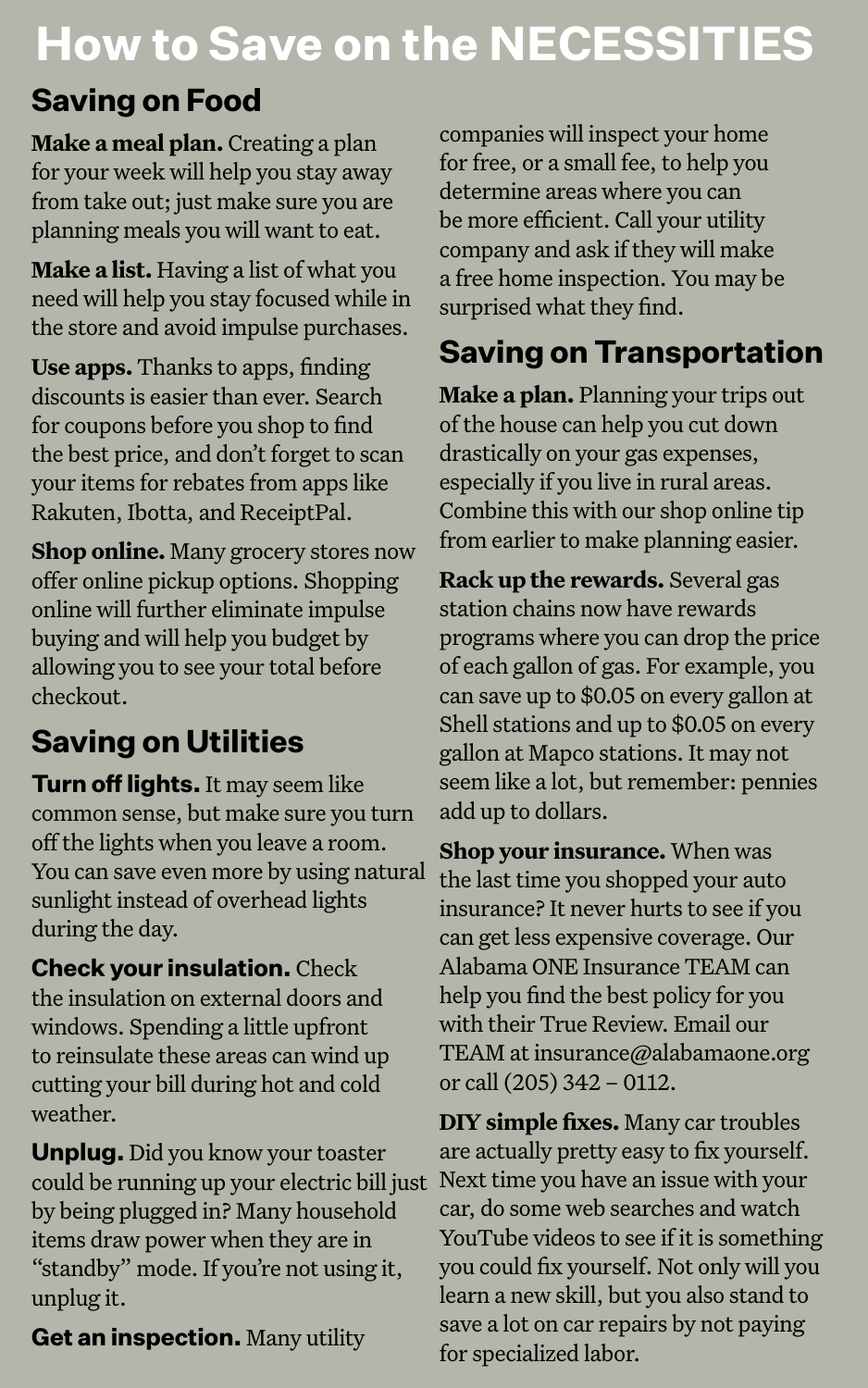# How to Save on the NECESSITIES

## Saving on Food

**Make a meal plan.** Creating a plan for your week will help you stay away from take out; just make sure you are planning meals you will want to eat.

**Make a list.** Having a list of what you need will help you stay focused while in the store and avoid impulse purchases.

**Use apps.** Thanks to apps, finding discounts is easier than ever. Search for coupons before you shop to find the best price, and don't forget to scan your items for rebates from apps like Rakuten, Ibotta, and ReceiptPal.

**Shop online.** Many grocery stores now offer online pickup options. Shopping online will further eliminate impulse buying and will help you budget by allowing you to see your total before checkout.

## Saving on Utilities

**Turn off lights.** It may seem like common sense, but make sure you turn off the lights when you leave a room. You can save even more by using natural sunlight instead of overhead lights during the day.

**Check your insulation.** Check the insulation on external doors and windows. Spending a little upfront to reinsulate these areas can wind up cutting your bill during hot and cold weather.

**Unplug.** Did you know your toaster could be running up your electric bill just by being plugged in? Many household items draw power when they are in "standby" mode. If you're not using it, unplug it.

**Get an inspection.** Many utility companies will inspect your home for free, or a small fee, to help you determine areas where you can be more efficient. Call your utility company and ask if they will make a free home inspection. You may be surprised what they find.

## Saving on Transportation

**Make a plan.** Planning your trips out of the house can help you cut down drastically on your gas expenses, especially if you live in rural areas. Combine this with our shop online tip from earlier to make planning easier.

**Rack up the rewards.** Several gas station chains now have rewards programs where you can drop the price of each gallon of gas. For example, you can save up to $0.05 on every gallon at Shell stations and up to $0.05 on every gallon at Mapco stations. It may not seem like a lot, but remember: pennies add up to dollars.

**Shop your insurance.** When was the last time you shopped your auto insurance? It never hurts to see if you can get less expensive coverage. Our Alabama ONE Insurance TEAM can help you find the best policy for you with their True Review. Email our TEAM at insurance@alabamaone.org or call (205) 342 – 0112.

**DIY simple fixes.** Many car troubles are actually pretty easy to fix yourself. Next time you have an issue with your car, do some web searches and watch YouTube videos to see if it is something you could fix yourself. Not only will you learn a new skill, but you also stand to save a lot on car repairs by not paying for specialized labor.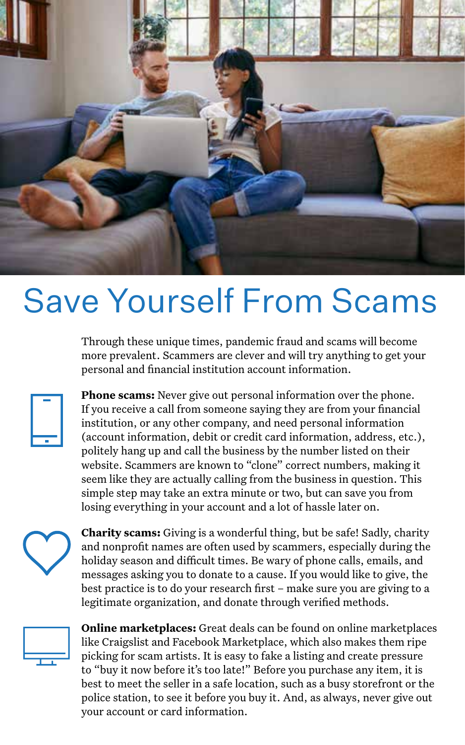# Save Yourself From Scams

Through these unique times, pandemic fraud and scams will become more prevalent. Scammers are clever and will try anything to get your personal and financial institution account information.

**Phone scams:** Never give out personal information over the phone. If you receive a call from someone saying they are from your financial institution, or any other company, and need personal information (account information, debit or credit card information, address, etc.), politely hang up and call the business by the number listed on their website. Scammers are known to "clone" correct numbers, making it seem like they are actually calling from the business in question. This simple step may take an extra minute or two, but can save you from losing everything in your account and a lot of hassle later on.

**Charity scams:** Giving is a wonderful thing, but be safe! Sadly, charity and nonprofit names are often used by scammers, especially during the holiday season and difficult times. Be wary of phone calls, emails, and messages asking you to donate to a cause. If you would like to give, the best practice is to do your research first – make sure you are giving to a legitimate organization, and donate through verified methods.

**Online marketplaces:** Great deals can be found on online marketplaces like Craigslist and Facebook Marketplace, which also makes them ripe picking for scam artists. It is easy to fake a listing and create pressure to "buy it now before it's too late!" Before you purchase any item, it is best to meet the seller in a safe location, such as a busy storefront or the police station, to see it before you buy it. And, as always, never give out your account or card information.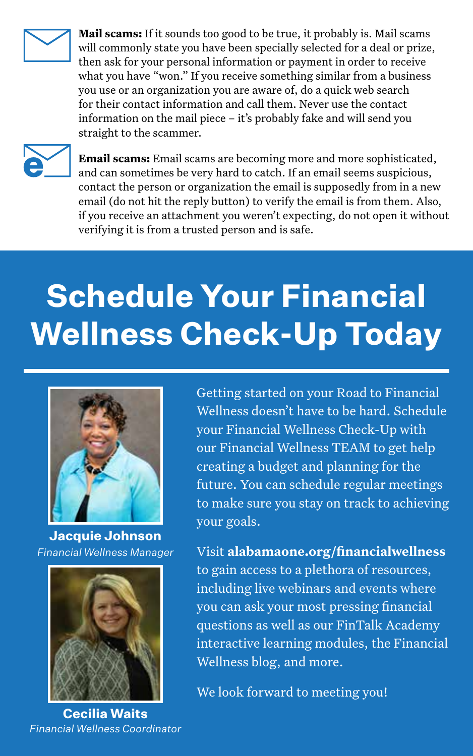**Mail scams:** If it sounds too good to be true, it probably is. Mail scams will commonly state you have been specially selected for a deal or prize, then ask for your personal information or payment in order to receive what you have "won." If you receive something similar from a business you use or an organization you are aware of, do a quick web search for their contact information and call them. Never use the contact information on the mail piece – it's probably fake and will send you straight to the scammer.

**Email scams:** Email scams are becoming more and more sophisticated, and can sometimes be very hard to catch. If an email seems suspicious, contact the person or organization the email is supposedly from in a new email (do not hit the reply button) to verify the email is from them. Also, if you receive an attachment you weren't expecting, do not open it without verifying it is from a trusted person and is safe.

# Schedule Your Financial Wellness Check-Up Today

**Jacquie Johnson**
*Financial Wellness Manager*

**Cecilia Waits**
*Financial Wellness Coordinator*

Getting started on your Road to Financial Wellness doesn't have to be hard. Schedule your Financial Wellness Check-Up with our Financial Wellness TEAM to get help creating a budget and planning for the future. You can schedule regular meetings to make sure you stay on track to achieving your goals.

Visit **alabamaone.org/financialwellness** to gain access to a plethora of resources, including live webinars and events where you can ask your most pressing financial questions as well as our FinTalk Academy interactive learning modules, the Financial Wellness blog, and more.

We look forward to meeting you!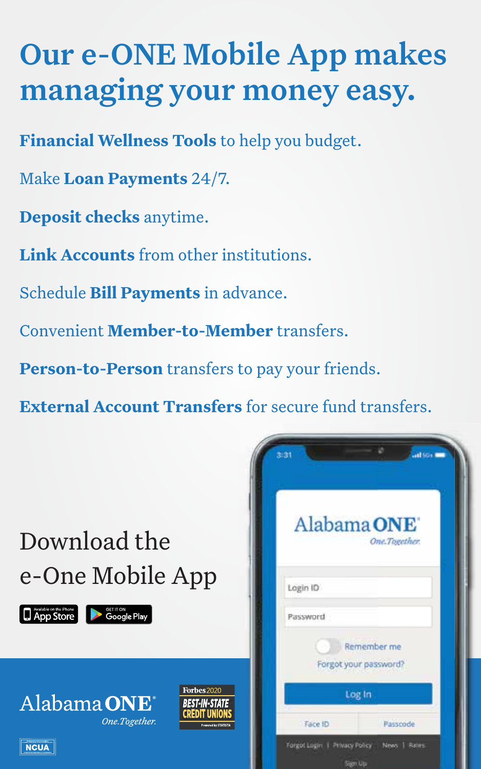# Our e-ONE Mobile App makes managing your money easy.

**Financial Wellness Tools** to help you budget.

Make **Loan Payments** 24/7.

**Deposit checks** anytime.

**Link Accounts** from other institutions.

Schedule **Bill Payments** in advance.

Convenient **Member-to-Member** transfers.

**Person-to-Person** transfers to pay your friends.

**External Account Transfers** for secure fund transfers.

## Download the e-One Mobile App

Available on the iPhone App Store | GET IT ON Google Play

Alabama ONE® *One.Together.*

Forbes 2020 BEST-IN-STATE CREDIT UNIONS Powered by STATISTA

NCUA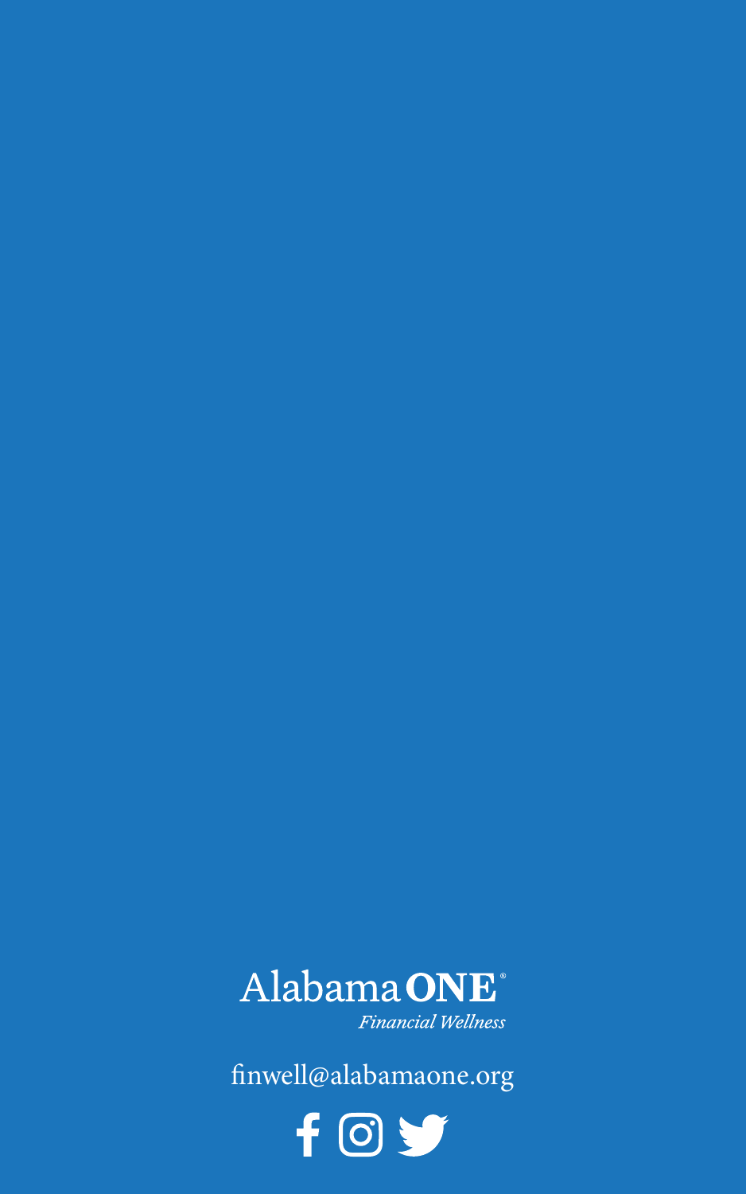Alabama **ONE**®

*Financial Wellness*

finwell@alabamaone.org